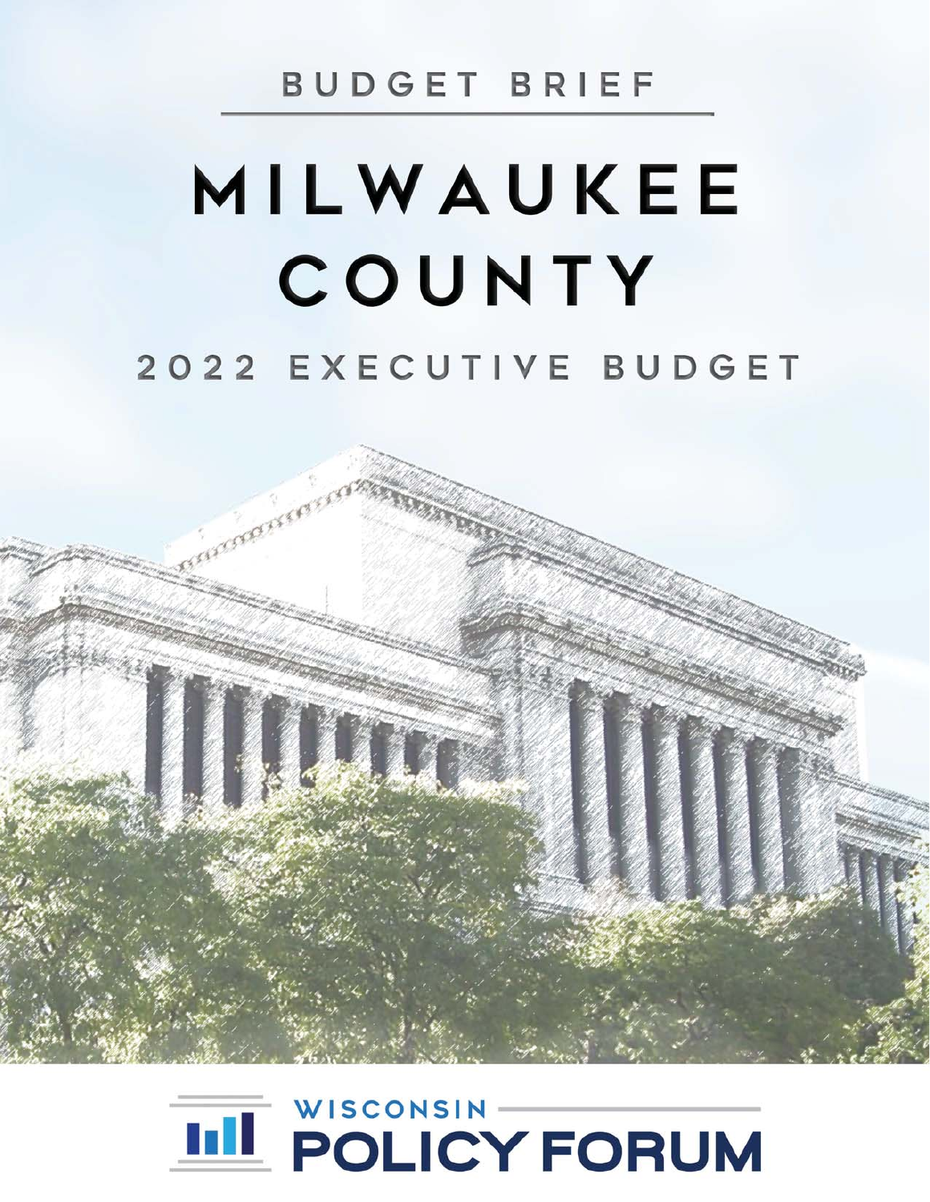BUDGET BRIEF

# MILWAUKEE COUNTY

## 2022 EXECUTIVE BUDGET

WISCONSIN POLICY FORUM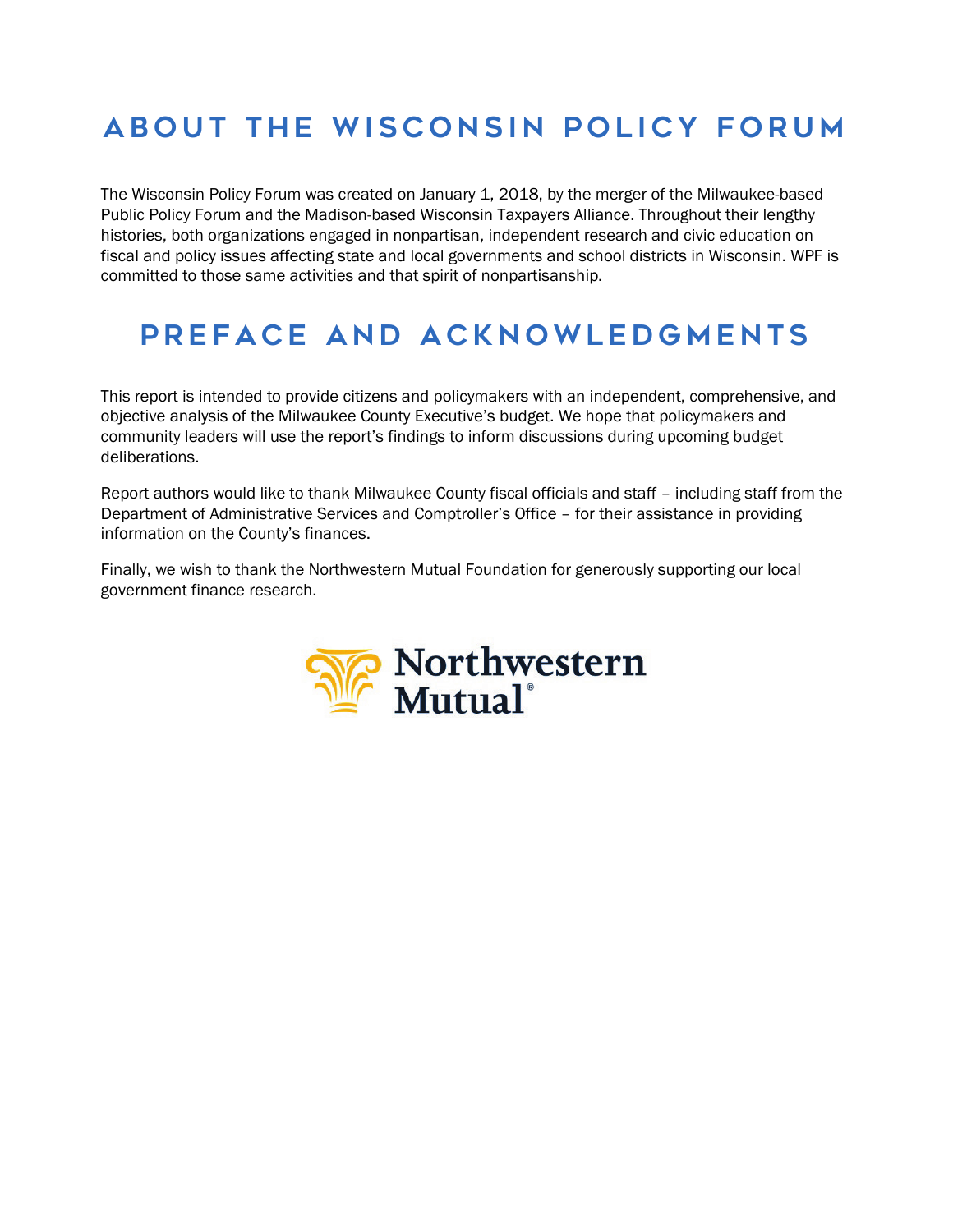# ABOUT THE WISCONSIN POLICY FORUM

The Wisconsin Policy Forum was created on January 1, 2018, by the merger of the Milwaukee-based Public Policy Forum and the Madison-based Wisconsin Taxpayers Alliance. Throughout their lengthy histories, both organizations engaged in nonpartisan, independent research and civic education on fiscal and policy issues affecting state and local governments and school districts in Wisconsin. WPF is committed to those same activities and that spirit of nonpartisanship.

# PREFACE AND ACKNOWLEDGMENTS

This report is intended to provide citizens and policymakers with an independent, comprehensive, and objective analysis of the Milwaukee County Executive's budget. We hope that policymakers and community leaders will use the report's findings to inform discussions during upcoming budget deliberations.

Report authors would like to thank Milwaukee County fiscal officials and staff – including staff from the Department of Administrative Services and Comptroller's Office – for their assistance in providing information on the County's finances.

Finally, we wish to thank the Northwestern Mutual Foundation for generously supporting our local government finance research.

Northwestern Mutual®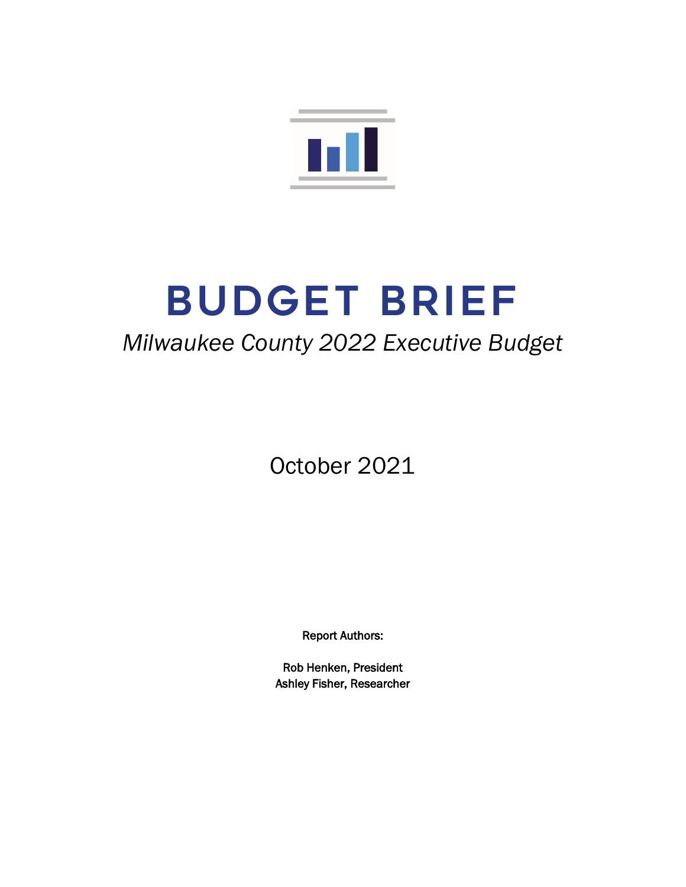# BUDGET BRIEF

*Milwaukee County 2022 Executive Budget*

October 2021

Report Authors:

Rob Henken, President
Ashley Fisher, Researcher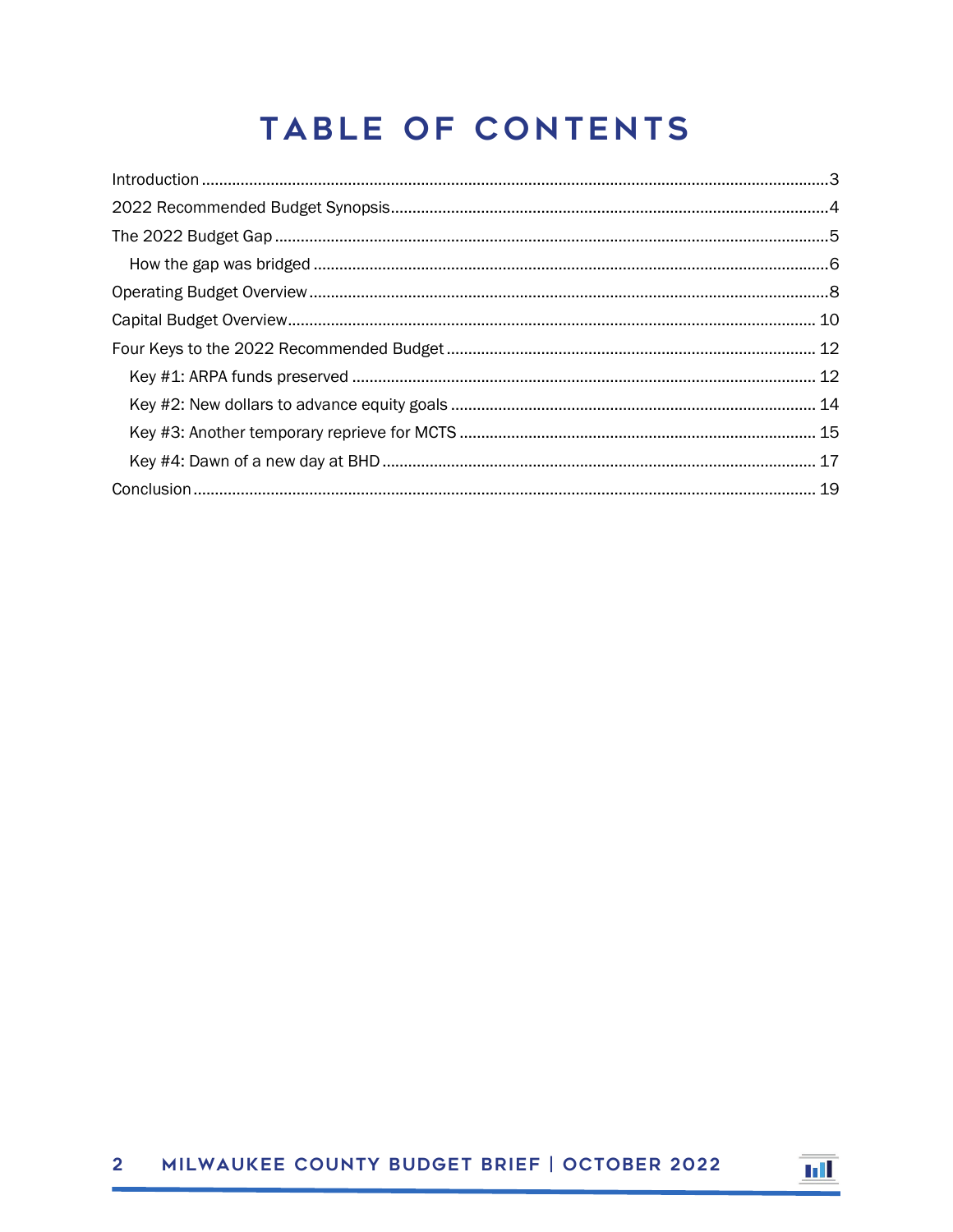# TABLE OF CONTENTS

Introduction ................................................................................................................................ 3
2022 Recommended Budget Synopsis ...................................................................................... 4
The 2022 Budget Gap ................................................................................................................ 5
  How the gap was bridged ....................................................................................................... 6
Operating Budget Overview ........................................................................................................ 8
Capital Budget Overview .......................................................................................................... 10
Four Keys to the 2022 Recommended Budget ........................................................................ 12
  Key #1: ARPA funds preserved ............................................................................................ 12
  Key #2: New dollars to advance equity goals ...................................................................... 14
  Key #3: Another temporary reprieve for MCTS .................................................................... 15
  Key #4: Dawn of a new day at BHD ..................................................................................... 17
Conclusion ................................................................................................................................ 19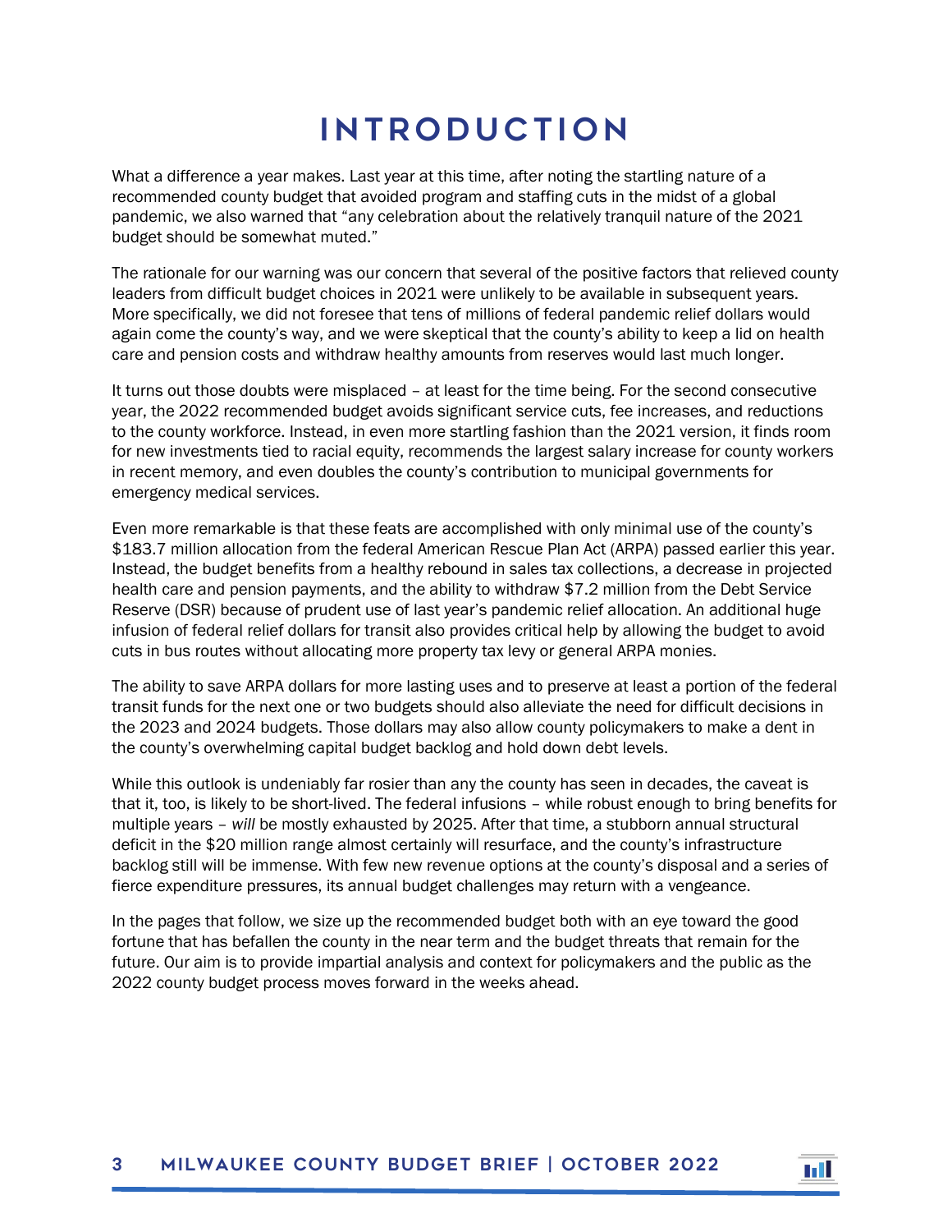# INTRODUCTION

What a difference a year makes. Last year at this time, after noting the startling nature of a recommended county budget that avoided program and staffing cuts in the midst of a global pandemic, we also warned that "any celebration about the relatively tranquil nature of the 2021 budget should be somewhat muted."

The rationale for our warning was our concern that several of the positive factors that relieved county leaders from difficult budget choices in 2021 were unlikely to be available in subsequent years. More specifically, we did not foresee that tens of millions of federal pandemic relief dollars would again come the county's way, and we were skeptical that the county's ability to keep a lid on health care and pension costs and withdraw healthy amounts from reserves would last much longer.

It turns out those doubts were misplaced – at least for the time being. For the second consecutive year, the 2022 recommended budget avoids significant service cuts, fee increases, and reductions to the county workforce. Instead, in even more startling fashion than the 2021 version, it finds room for new investments tied to racial equity, recommends the largest salary increase for county workers in recent memory, and even doubles the county's contribution to municipal governments for emergency medical services.

Even more remarkable is that these feats are accomplished with only minimal use of the county's $183.7 million allocation from the federal American Rescue Plan Act (ARPA) passed earlier this year. Instead, the budget benefits from a healthy rebound in sales tax collections, a decrease in projected health care and pension payments, and the ability to withdraw $7.2 million from the Debt Service Reserve (DSR) because of prudent use of last year's pandemic relief allocation. An additional huge infusion of federal relief dollars for transit also provides critical help by allowing the budget to avoid cuts in bus routes without allocating more property tax levy or general ARPA monies.

The ability to save ARPA dollars for more lasting uses and to preserve at least a portion of the federal transit funds for the next one or two budgets should also alleviate the need for difficult decisions in the 2023 and 2024 budgets. Those dollars may also allow county policymakers to make a dent in the county's overwhelming capital budget backlog and hold down debt levels.

While this outlook is undeniably far rosier than any the county has seen in decades, the caveat is that it, too, is likely to be short-lived. The federal infusions – while robust enough to bring benefits for multiple years – *will* be mostly exhausted by 2025. After that time, a stubborn annual structural deficit in the $20 million range almost certainly will resurface, and the county's infrastructure backlog still will be immense. With few new revenue options at the county's disposal and a series of fierce expenditure pressures, its annual budget challenges may return with a vengeance.

In the pages that follow, we size up the recommended budget both with an eye toward the good fortune that has befallen the county in the near term and the budget threats that remain for the future. Our aim is to provide impartial analysis and context for policymakers and the public as the 2022 county budget process moves forward in the weeks ahead.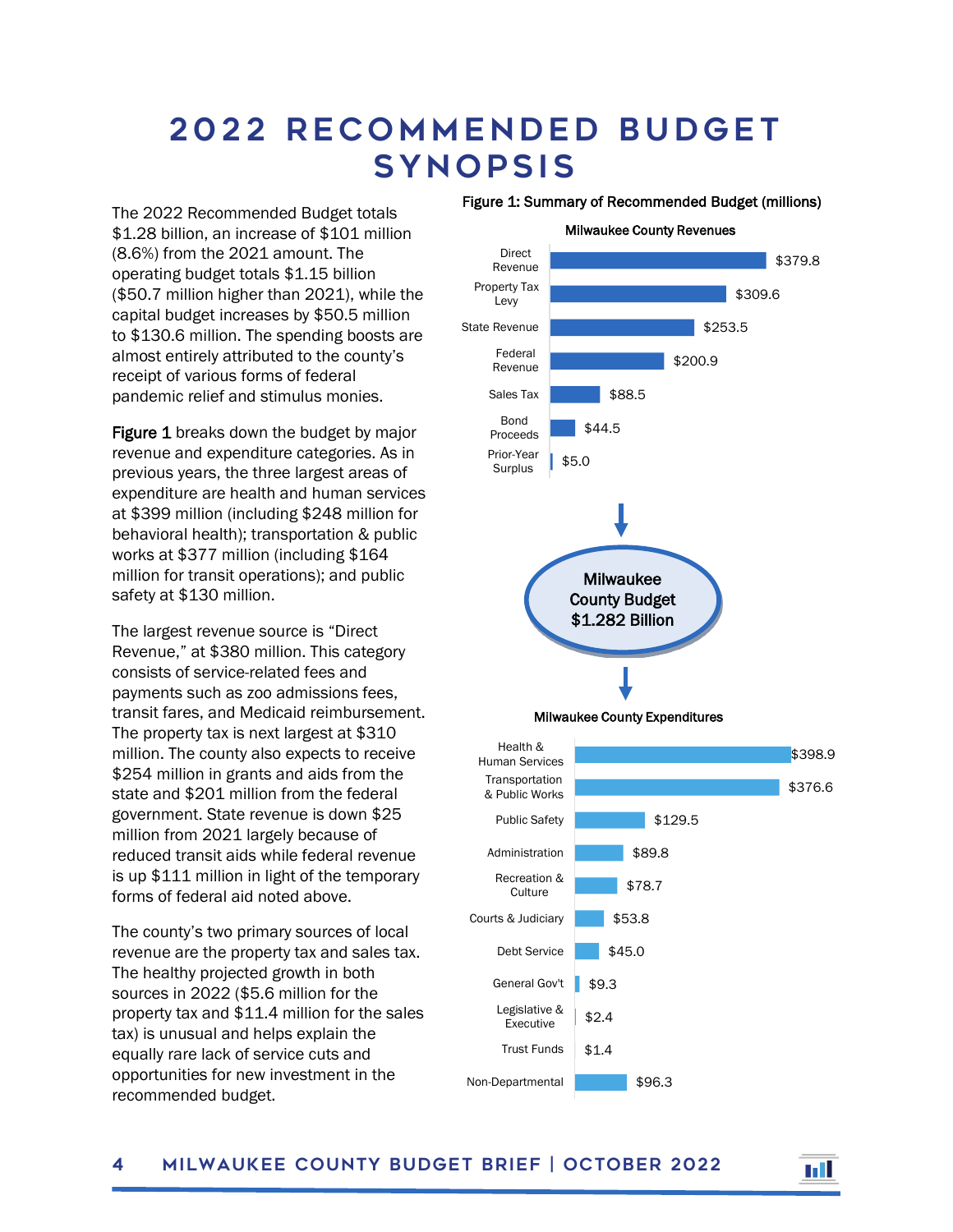# 2022 RECOMMENDED BUDGET SYNOPSIS

The 2022 Recommended Budget totals $1.28 billion, an increase of $101 million (8.6%) from the 2021 amount. The operating budget totals $1.15 billion ($50.7 million higher than 2021), while the capital budget increases by $50.5 million to $130.6 million. The spending boosts are almost entirely attributed to the county's receipt of various forms of federal pandemic relief and stimulus monies.

**Figure 1** breaks down the budget by major revenue and expenditure categories. As in previous years, the three largest areas of expenditure are health and human services at $399 million (including $248 million for behavioral health); transportation & public works at $377 million (including $164 million for transit operations); and public safety at $130 million.

The largest revenue source is "Direct Revenue," at $380 million. This category consists of service-related fees and payments such as zoo admissions fees, transit fares, and Medicaid reimbursement. The property tax is next largest at $310 million. The county also expects to receive $254 million in grants and aids from the state and $201 million from the federal government. State revenue is down $25 million from 2021 largely because of reduced transit aids while federal revenue is up $111 million in light of the temporary forms of federal aid noted above.

The county's two primary sources of local revenue are the property tax and sales tax. The healthy projected growth in both sources in 2022 ($5.6 million for the property tax and $11.4 million for the sales tax) is unusual and helps explain the equally rare lack of service cuts and opportunities for new investment in the recommended budget.

**Figure 1: Summary of Recommended Budget (millions)**

**Milwaukee County Revenues**

| Revenue | Amount |
|---|---|
| Direct Revenue | $379.8 |
| Property Tax Levy | $309.6 |
| State Revenue | $253.5 |
| Federal Revenue | $200.9 |
| Sales Tax | $88.5 |
| Bond Proceeds | $44.5 |
| Prior-Year Surplus | $5.0 |

**Milwaukee County Budget $1.282 Billion**

**Milwaukee County Expenditures**

| Expenditure | Amount |
|---|---|
| Health & Human Services | $398.9 |
| Transportation & Public Works | $376.6 |
| Public Safety | $129.5 |
| Administration | $89.8 |
| Recreation & Culture | $78.7 |
| Courts & Judiciary | $53.8 |
| Debt Service | $45.0 |
| General Gov't | $9.3 |
| Legislative & Executive | $2.4 |
| Trust Funds | $1.4 |
| Non-Departmental | $96.3 |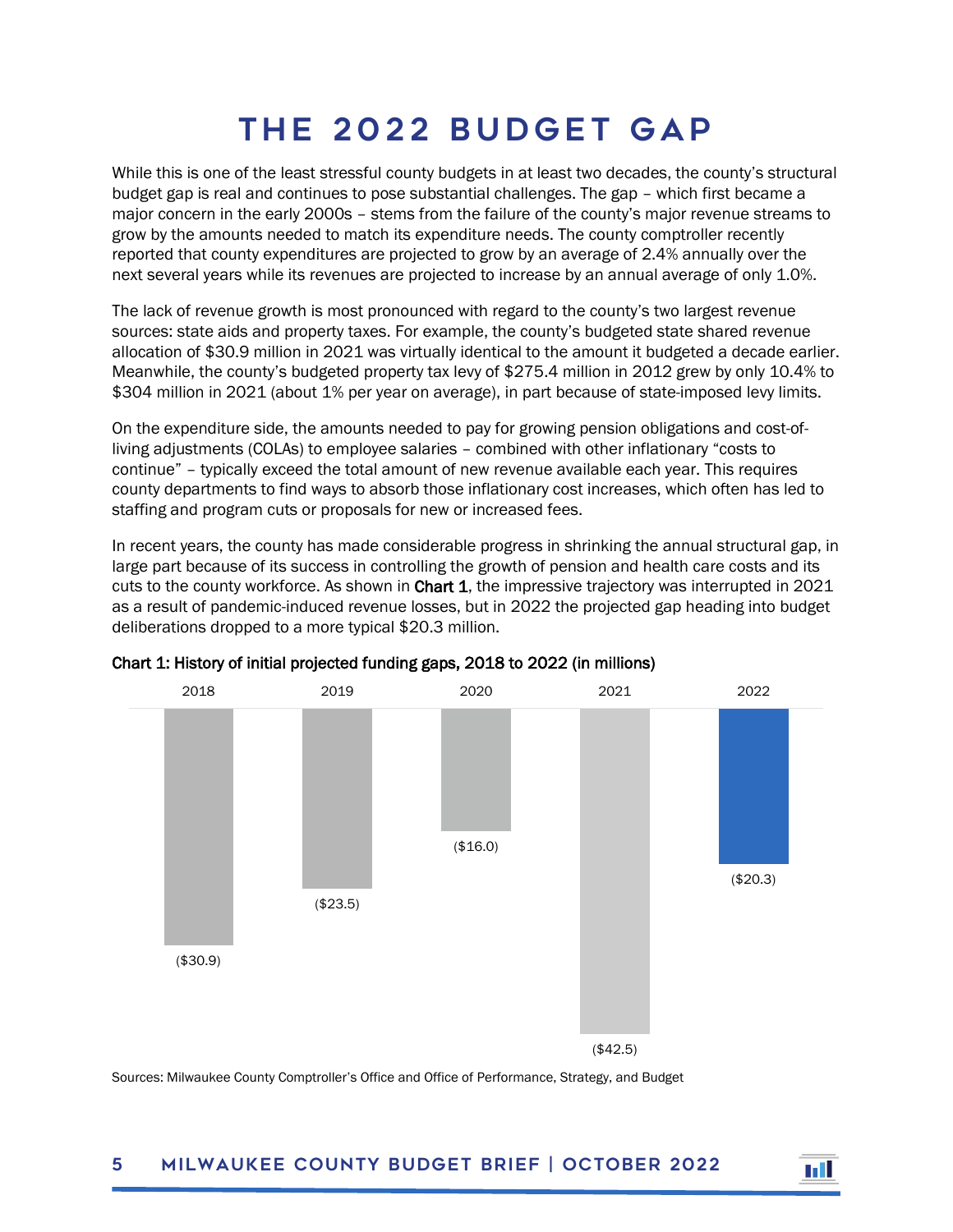# THE 2022 BUDGET GAP

While this is one of the least stressful county budgets in at least two decades, the county's structural budget gap is real and continues to pose substantial challenges. The gap – which first became a major concern in the early 2000s – stems from the failure of the county's major revenue streams to grow by the amounts needed to match its expenditure needs. The county comptroller recently reported that county expenditures are projected to grow by an average of 2.4% annually over the next several years while its revenues are projected to increase by an annual average of only 1.0%.

The lack of revenue growth is most pronounced with regard to the county's two largest revenue sources: state aids and property taxes. For example, the county's budgeted state shared revenue allocation of $30.9 million in 2021 was virtually identical to the amount it budgeted a decade earlier. Meanwhile, the county's budgeted property tax levy of $275.4 million in 2012 grew by only 10.4% to $304 million in 2021 (about 1% per year on average), in part because of state-imposed levy limits.

On the expenditure side, the amounts needed to pay for growing pension obligations and cost-of-living adjustments (COLAs) to employee salaries – combined with other inflationary "costs to continue" – typically exceed the total amount of new revenue available each year. This requires county departments to find ways to absorb those inflationary cost increases, which often has led to staffing and program cuts or proposals for new or increased fees.

In recent years, the county has made considerable progress in shrinking the annual structural gap, in large part because of its success in controlling the growth of pension and health care costs and its cuts to the county workforce. As shown in **Chart 1**, the impressive trajectory was interrupted in 2021 as a result of pandemic-induced revenue losses, but in 2022 the projected gap heading into budget deliberations dropped to a more typical $20.3 million.

**Chart 1: History of initial projected funding gaps, 2018 to 2022 (in millions)**

| 2018 | 2019 | 2020 | 2021 | 2022 |
|---|---|---|---|---|
| ($30.9) | ($23.5) | ($16.0) | ($42.5) | ($20.3) |

Sources: Milwaukee County Comptroller's Office and Office of Performance, Strategy, and Budget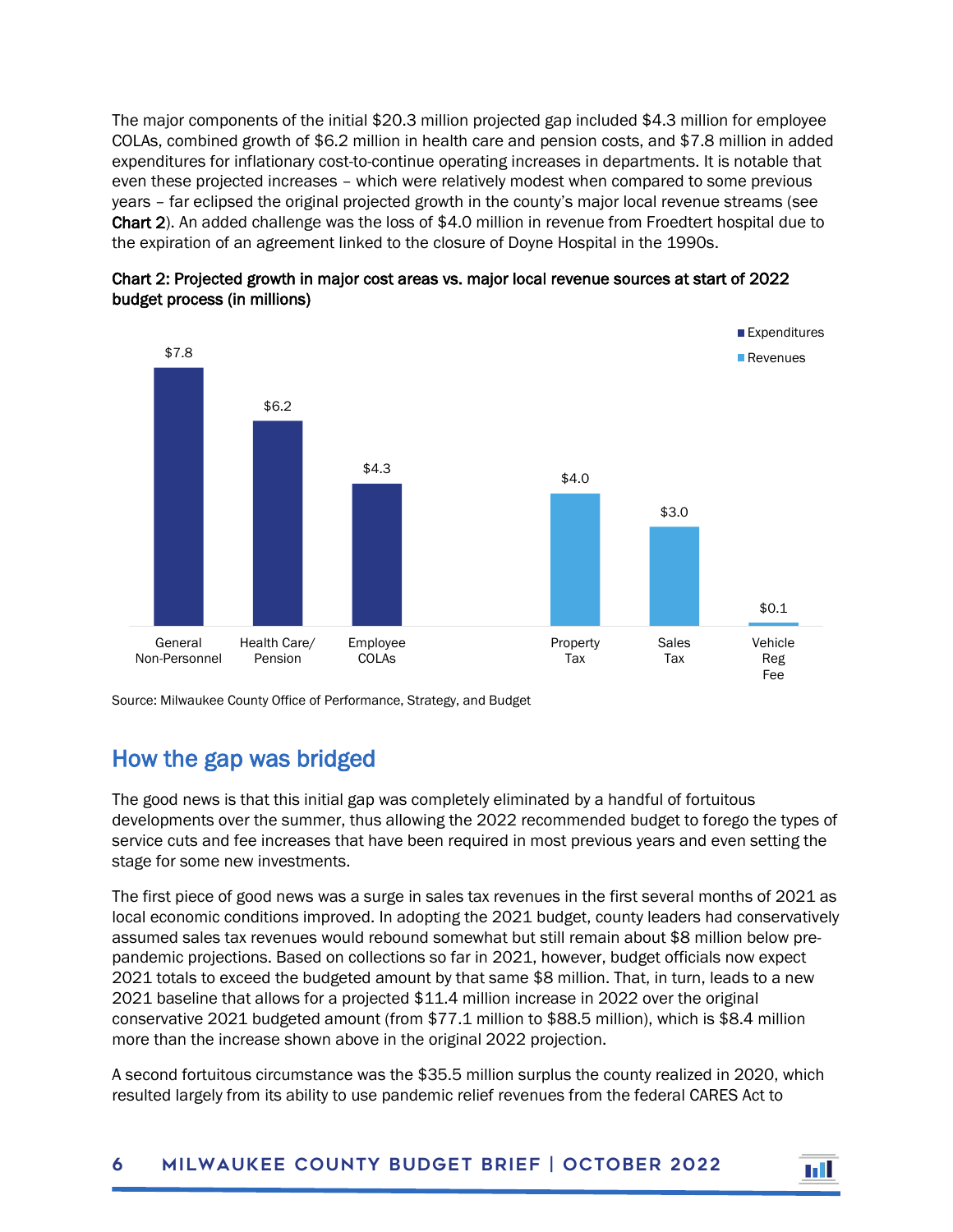The major components of the initial $20.3 million projected gap included $4.3 million for employee COLAs, combined growth of $6.2 million in health care and pension costs, and $7.8 million in added expenditures for inflationary cost-to-continue operating increases in departments. It is notable that even these projected increases – which were relatively modest when compared to some previous years – far eclipsed the original projected growth in the county's major local revenue streams (see **Chart 2**). An added challenge was the loss of $4.0 million in revenue from Froedtert hospital due to the expiration of an agreement linked to the closure of Doyne Hospital in the 1990s.

**Chart 2: Projected growth in major cost areas vs. major local revenue sources at start of 2022 budget process (in millions)**

| Category | Type | Amount |
|---|---|---|
| General Non-Personnel | Expenditures | $7.8 |
| Health Care/ Pension | Expenditures | $6.2 |
| Employee COLAs | Expenditures | $4.3 |
| Property Tax | Revenues | $4.0 |
| Sales Tax | Revenues | $3.0 |
| Vehicle Reg Fee | Revenues | $0.1 |

Source: Milwaukee County Office of Performance, Strategy, and Budget

## How the gap was bridged

The good news is that this initial gap was completely eliminated by a handful of fortuitous developments over the summer, thus allowing the 2022 recommended budget to forego the types of service cuts and fee increases that have been required in most previous years and even setting the stage for some new investments.

The first piece of good news was a surge in sales tax revenues in the first several months of 2021 as local economic conditions improved. In adopting the 2021 budget, county leaders had conservatively assumed sales tax revenues would rebound somewhat but still remain about $8 million below pre-pandemic projections. Based on collections so far in 2021, however, budget officials now expect 2021 totals to exceed the budgeted amount by that same $8 million. That, in turn, leads to a new 2021 baseline that allows for a projected $11.4 million increase in 2022 over the original conservative 2021 budgeted amount (from $77.1 million to $88.5 million), which is $8.4 million more than the increase shown above in the original 2022 projection.

A second fortuitous circumstance was the $35.5 million surplus the county realized in 2020, which resulted largely from its ability to use pandemic relief revenues from the federal CARES Act to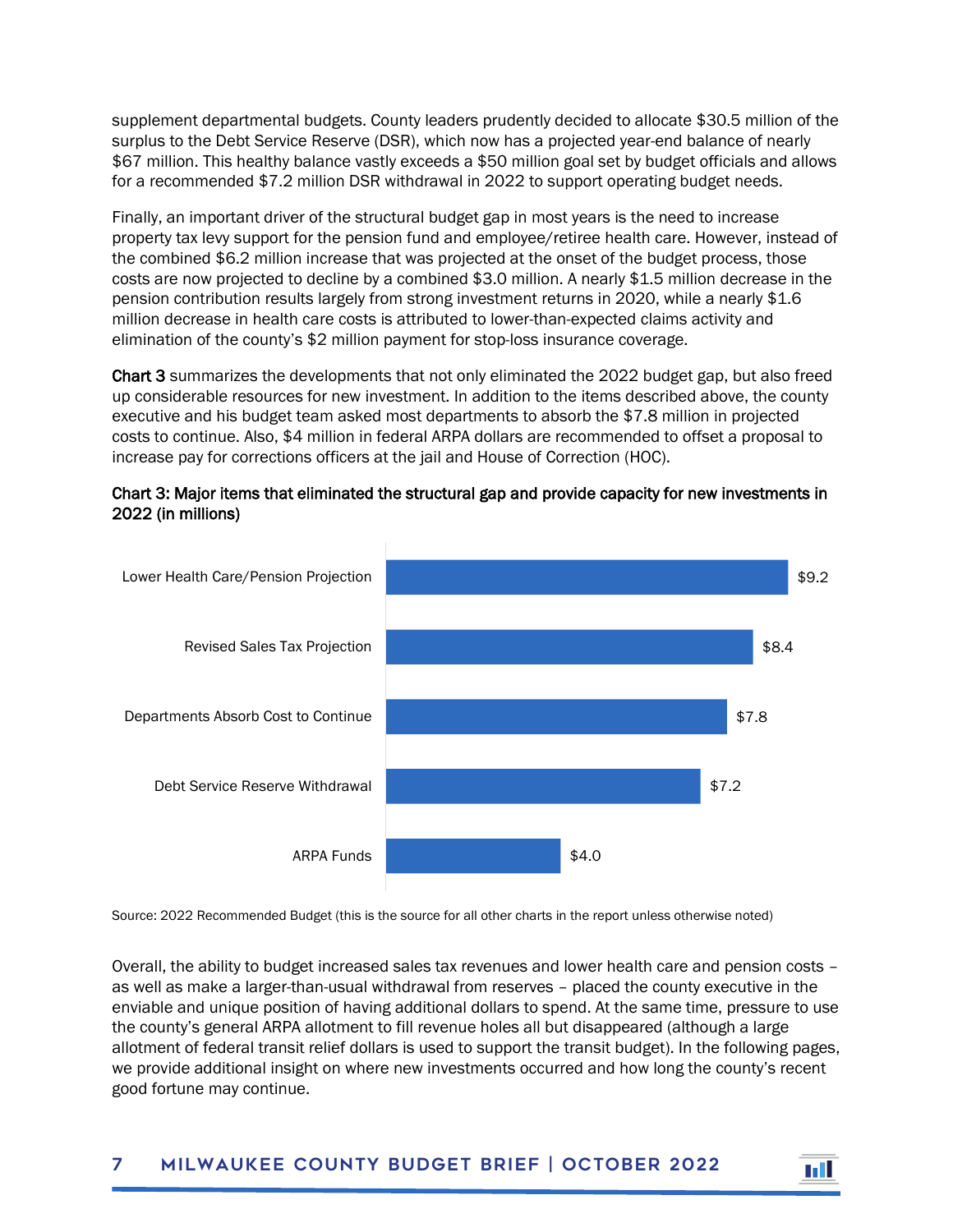supplement departmental budgets. County leaders prudently decided to allocate $30.5 million of the surplus to the Debt Service Reserve (DSR), which now has a projected year-end balance of nearly $67 million. This healthy balance vastly exceeds a $50 million goal set by budget officials and allows for a recommended $7.2 million DSR withdrawal in 2022 to support operating budget needs.

Finally, an important driver of the structural budget gap in most years is the need to increase property tax levy support for the pension fund and employee/retiree health care. However, instead of the combined $6.2 million increase that was projected at the onset of the budget process, those costs are now projected to decline by a combined $3.0 million. A nearly $1.5 million decrease in the pension contribution results largely from strong investment returns in 2020, while a nearly $1.6 million decrease in health care costs is attributed to lower-than-expected claims activity and elimination of the county's $2 million payment for stop-loss insurance coverage.

**Chart 3** summarizes the developments that not only eliminated the 2022 budget gap, but also freed up considerable resources for new investment. In addition to the items described above, the county executive and his budget team asked most departments to absorb the $7.8 million in projected costs to continue. Also, $4 million in federal ARPA dollars are recommended to offset a proposal to increase pay for corrections officers at the jail and House of Correction (HOC).

**Chart 3: Major items that eliminated the structural gap and provide capacity for new investments in 2022 (in millions)**

| Item | Amount |
|---|---|
| Lower Health Care/Pension Projection | $9.2 |
| Revised Sales Tax Projection | $8.4 |
| Departments Absorb Cost to Continue | $7.8 |
| Debt Service Reserve Withdrawal | $7.2 |
| ARPA Funds | $4.0 |

Source: 2022 Recommended Budget (this is the source for all other charts in the report unless otherwise noted)

Overall, the ability to budget increased sales tax revenues and lower health care and pension costs – as well as make a larger-than-usual withdrawal from reserves – placed the county executive in the enviable and unique position of having additional dollars to spend. At the same time, pressure to use the county's general ARPA allotment to fill revenue holes all but disappeared (although a large allotment of federal transit relief dollars is used to support the transit budget). In the following pages, we provide additional insight on where new investments occurred and how long the county's recent good fortune may continue.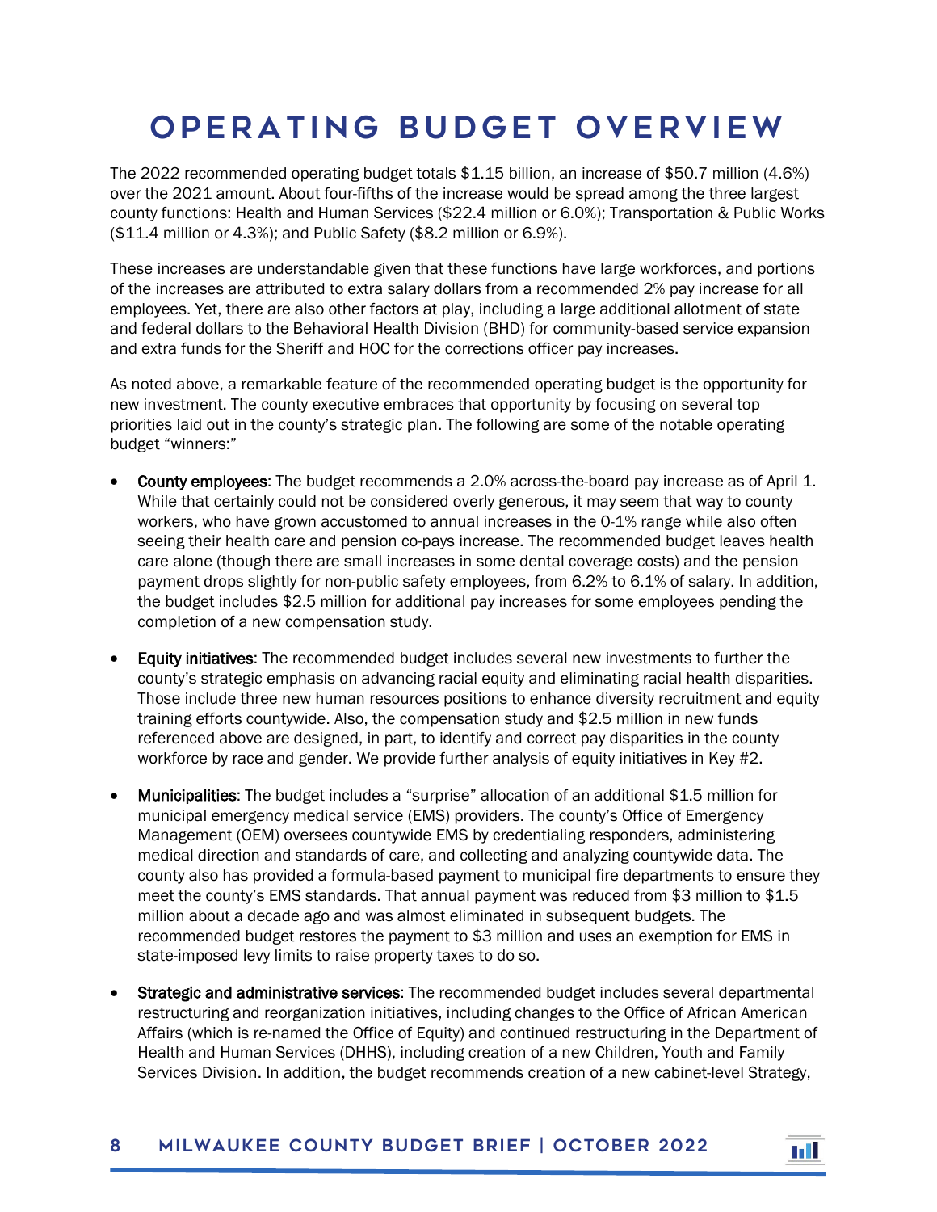# OPERATING BUDGET OVERVIEW

The 2022 recommended operating budget totals $1.15 billion, an increase of $50.7 million (4.6%) over the 2021 amount. About four-fifths of the increase would be spread among the three largest county functions: Health and Human Services ($22.4 million or 6.0%); Transportation & Public Works ($11.4 million or 4.3%); and Public Safety ($8.2 million or 6.9%).

These increases are understandable given that these functions have large workforces, and portions of the increases are attributed to extra salary dollars from a recommended 2% pay increase for all employees. Yet, there are also other factors at play, including a large additional allotment of state and federal dollars to the Behavioral Health Division (BHD) for community-based service expansion and extra funds for the Sheriff and HOC for the corrections officer pay increases.

As noted above, a remarkable feature of the recommended operating budget is the opportunity for new investment. The county executive embraces that opportunity by focusing on several top priorities laid out in the county's strategic plan. The following are some of the notable operating budget "winners:"

- **County employees**: The budget recommends a 2.0% across-the-board pay increase as of April 1. While that certainly could not be considered overly generous, it may seem that way to county workers, who have grown accustomed to annual increases in the 0-1% range while also often seeing their health care and pension co-pays increase. The recommended budget leaves health care alone (though there are small increases in some dental coverage costs) and the pension payment drops slightly for non-public safety employees, from 6.2% to 6.1% of salary. In addition, the budget includes $2.5 million for additional pay increases for some employees pending the completion of a new compensation study.

- **Equity initiatives**: The recommended budget includes several new investments to further the county's strategic emphasis on advancing racial equity and eliminating racial health disparities. Those include three new human resources positions to enhance diversity recruitment and equity training efforts countywide. Also, the compensation study and $2.5 million in new funds referenced above are designed, in part, to identify and correct pay disparities in the county workforce by race and gender. We provide further analysis of equity initiatives in Key #2.

- **Municipalities**: The budget includes a "surprise" allocation of an additional $1.5 million for municipal emergency medical service (EMS) providers. The county's Office of Emergency Management (OEM) oversees countywide EMS by credentialing responders, administering medical direction and standards of care, and collecting and analyzing countywide data. The county also has provided a formula-based payment to municipal fire departments to ensure they meet the county's EMS standards. That annual payment was reduced from $3 million to $1.5 million about a decade ago and was almost eliminated in subsequent budgets. The recommended budget restores the payment to $3 million and uses an exemption for EMS in state-imposed levy limits to raise property taxes to do so.

- **Strategic and administrative services**: The recommended budget includes several departmental restructuring and reorganization initiatives, including changes to the Office of African American Affairs (which is re-named the Office of Equity) and continued restructuring in the Department of Health and Human Services (DHHS), including creation of a new Children, Youth and Family Services Division. In addition, the budget recommends creation of a new cabinet-level Strategy,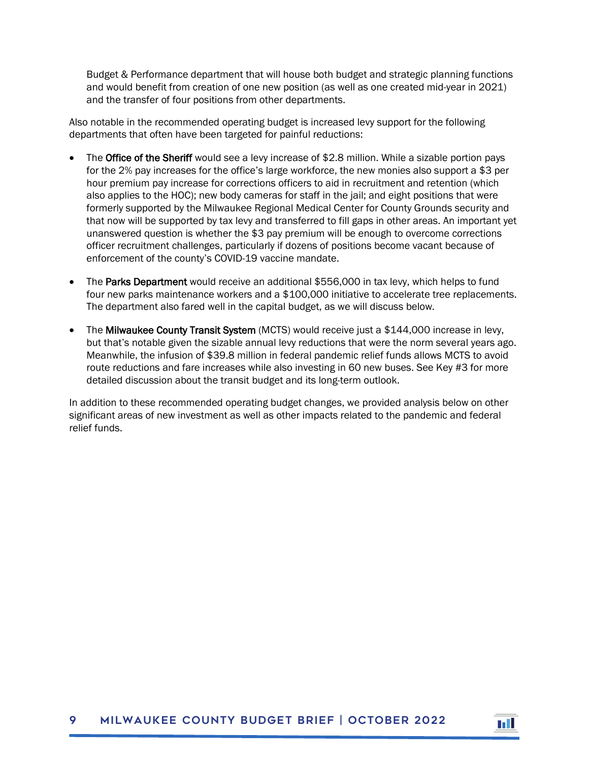Budget & Performance department that will house both budget and strategic planning functions and would benefit from creation of one new position (as well as one created mid-year in 2021) and the transfer of four positions from other departments.

Also notable in the recommended operating budget is increased levy support for the following departments that often have been targeted for painful reductions:

- The **Office of the Sheriff** would see a levy increase of $2.8 million. While a sizable portion pays for the 2% pay increases for the office's large workforce, the new monies also support a $3 per hour premium pay increase for corrections officers to aid in recruitment and retention (which also applies to the HOC); new body cameras for staff in the jail; and eight positions that were formerly supported by the Milwaukee Regional Medical Center for County Grounds security and that now will be supported by tax levy and transferred to fill gaps in other areas. An important yet unanswered question is whether the $3 pay premium will be enough to overcome corrections officer recruitment challenges, particularly if dozens of positions become vacant because of enforcement of the county's COVID-19 vaccine mandate.
- The **Parks Department** would receive an additional $556,000 in tax levy, which helps to fund four new parks maintenance workers and a $100,000 initiative to accelerate tree replacements. The department also fared well in the capital budget, as we will discuss below.
- The **Milwaukee County Transit System** (MCTS) would receive just a $144,000 increase in levy, but that's notable given the sizable annual levy reductions that were the norm several years ago. Meanwhile, the infusion of $39.8 million in federal pandemic relief funds allows MCTS to avoid route reductions and fare increases while also investing in 60 new buses. See Key #3 for more detailed discussion about the transit budget and its long-term outlook.

In addition to these recommended operating budget changes, we provided analysis below on other significant areas of new investment as well as other impacts related to the pandemic and federal relief funds.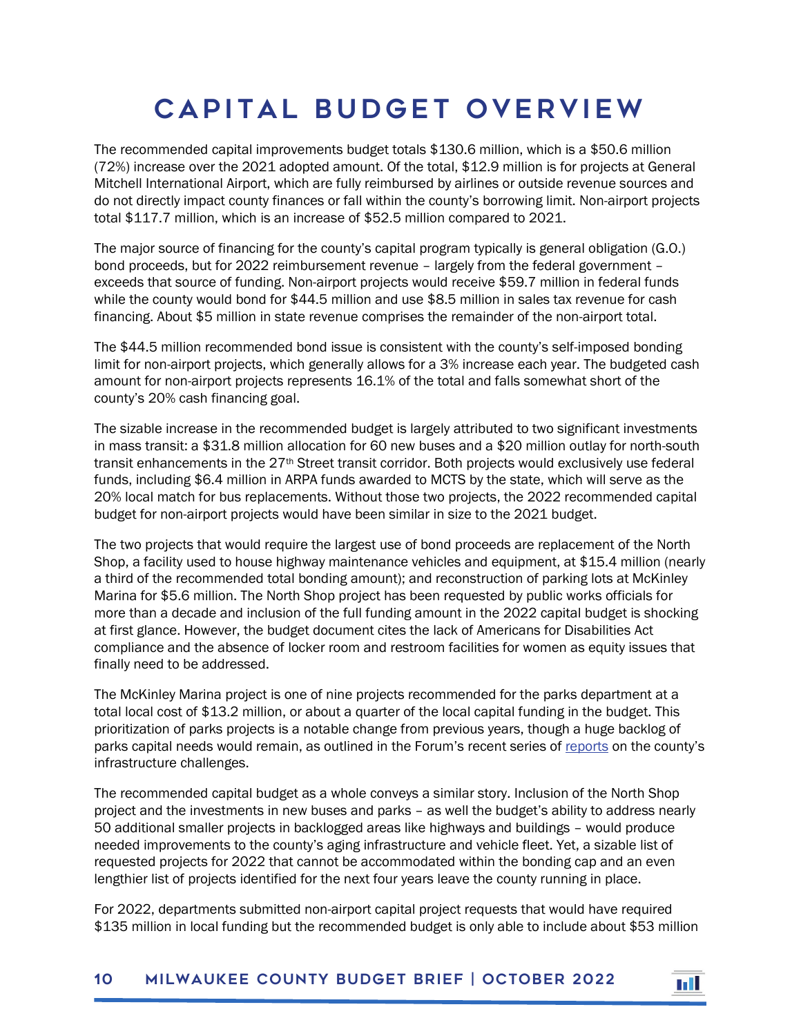# CAPITAL BUDGET OVERVIEW

The recommended capital improvements budget totals $130.6 million, which is a $50.6 million (72%) increase over the 2021 adopted amount. Of the total, $12.9 million is for projects at General Mitchell International Airport, which are fully reimbursed by airlines or outside revenue sources and do not directly impact county finances or fall within the county's borrowing limit. Non-airport projects total $117.7 million, which is an increase of $52.5 million compared to 2021.

The major source of financing for the county's capital program typically is general obligation (G.O.) bond proceeds, but for 2022 reimbursement revenue – largely from the federal government – exceeds that source of funding. Non-airport projects would receive $59.7 million in federal funds while the county would bond for $44.5 million and use $8.5 million in sales tax revenue for cash financing. About $5 million in state revenue comprises the remainder of the non-airport total.

The $44.5 million recommended bond issue is consistent with the county's self-imposed bonding limit for non-airport projects, which generally allows for a 3% increase each year. The budgeted cash amount for non-airport projects represents 16.1% of the total and falls somewhat short of the county's 20% cash financing goal.

The sizable increase in the recommended budget is largely attributed to two significant investments in mass transit: a $31.8 million allocation for 60 new buses and a $20 million outlay for north-south transit enhancements in the 27th Street transit corridor. Both projects would exclusively use federal funds, including $6.4 million in ARPA funds awarded to MCTS by the state, which will serve as the 20% local match for bus replacements. Without those two projects, the 2022 recommended capital budget for non-airport projects would have been similar in size to the 2021 budget.

The two projects that would require the largest use of bond proceeds are replacement of the North Shop, a facility used to house highway maintenance vehicles and equipment, at $15.4 million (nearly a third of the recommended total bonding amount); and reconstruction of parking lots at McKinley Marina for $5.6 million. The North Shop project has been requested by public works officials for more than a decade and inclusion of the full funding amount in the 2022 capital budget is shocking at first glance. However, the budget document cites the lack of Americans for Disabilities Act compliance and the absence of locker room and restroom facilities for women as equity issues that finally need to be addressed.

The McKinley Marina project is one of nine projects recommended for the parks department at a total local cost of $13.2 million, or about a quarter of the local capital funding in the budget. This prioritization of parks projects is a notable change from previous years, though a huge backlog of parks capital needs would remain, as outlined in the Forum's recent series of reports on the county's infrastructure challenges.

The recommended capital budget as a whole conveys a similar story. Inclusion of the North Shop project and the investments in new buses and parks – as well the budget's ability to address nearly 50 additional smaller projects in backlogged areas like highways and buildings – would produce needed improvements to the county's aging infrastructure and vehicle fleet. Yet, a sizable list of requested projects for 2022 that cannot be accommodated within the bonding cap and an even lengthier list of projects identified for the next four years leave the county running in place.

For 2022, departments submitted non-airport capital project requests that would have required $135 million in local funding but the recommended budget is only able to include about $53 million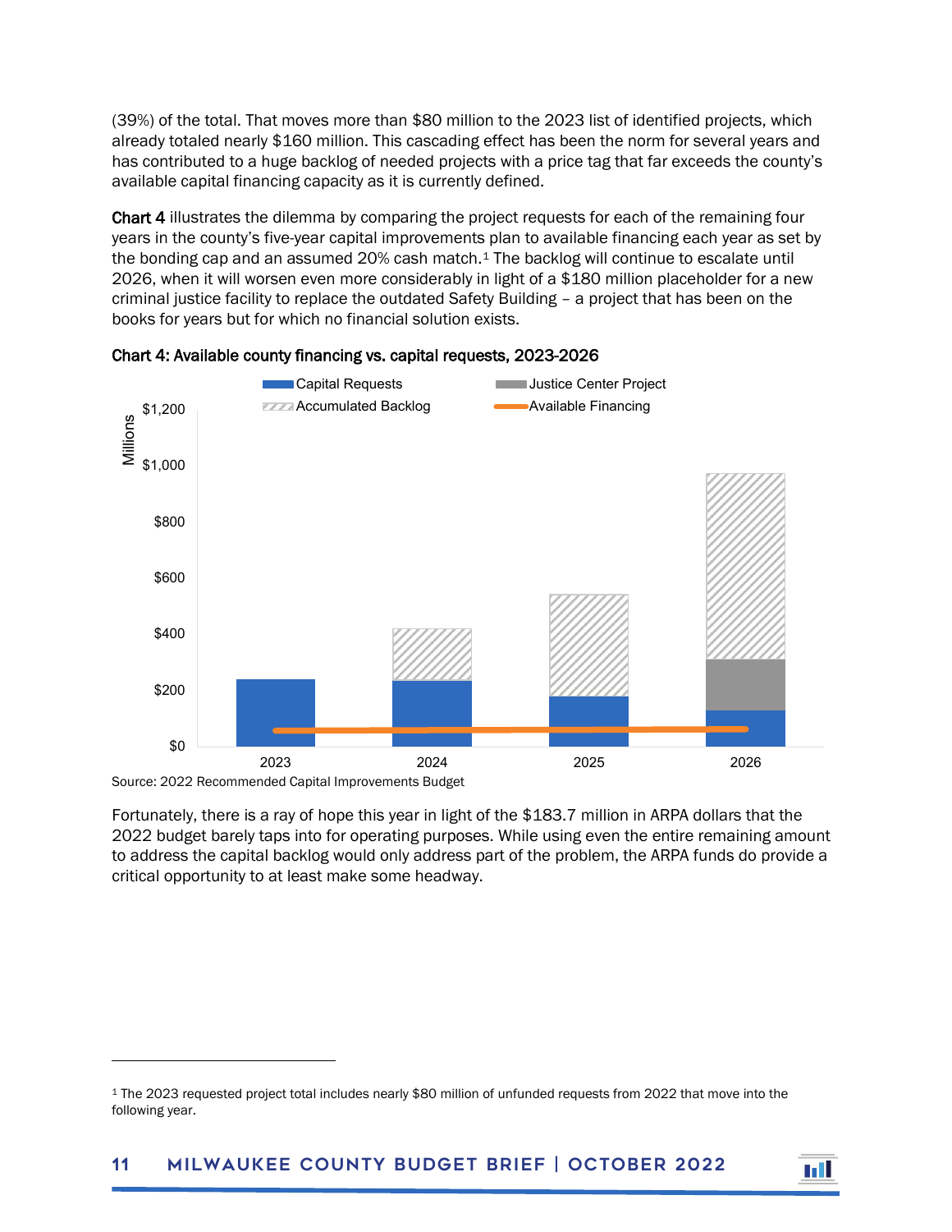(39%) of the total. That moves more than $80 million to the 2023 list of identified projects, which already totaled nearly $160 million. This cascading effect has been the norm for several years and has contributed to a huge backlog of needed projects with a price tag that far exceeds the county's available capital financing capacity as it is currently defined.

**Chart 4** illustrates the dilemma by comparing the project requests for each of the remaining four years in the county's five-year capital improvements plan to available financing each year as set by the bonding cap and an assumed 20% cash match.[1] The backlog will continue to escalate until 2026, when it will worsen even more considerably in light of a $180 million placeholder for a new criminal justice facility to replace the outdated Safety Building – a project that has been on the books for years but for which no financial solution exists.

**Chart 4: Available county financing vs. capital requests, 2023-2026**

Source: 2022 Recommended Capital Improvements Budget

Fortunately, there is a ray of hope this year in light of the $183.7 million in ARPA dollars that the 2022 budget barely taps into for operating purposes. While using even the entire remaining amount to address the capital backlog would only address part of the problem, the ARPA funds do provide a critical opportunity to at least make some headway.

---

[1] The 2023 requested project total includes nearly $80 million of unfunded requests from 2022 that move into the following year.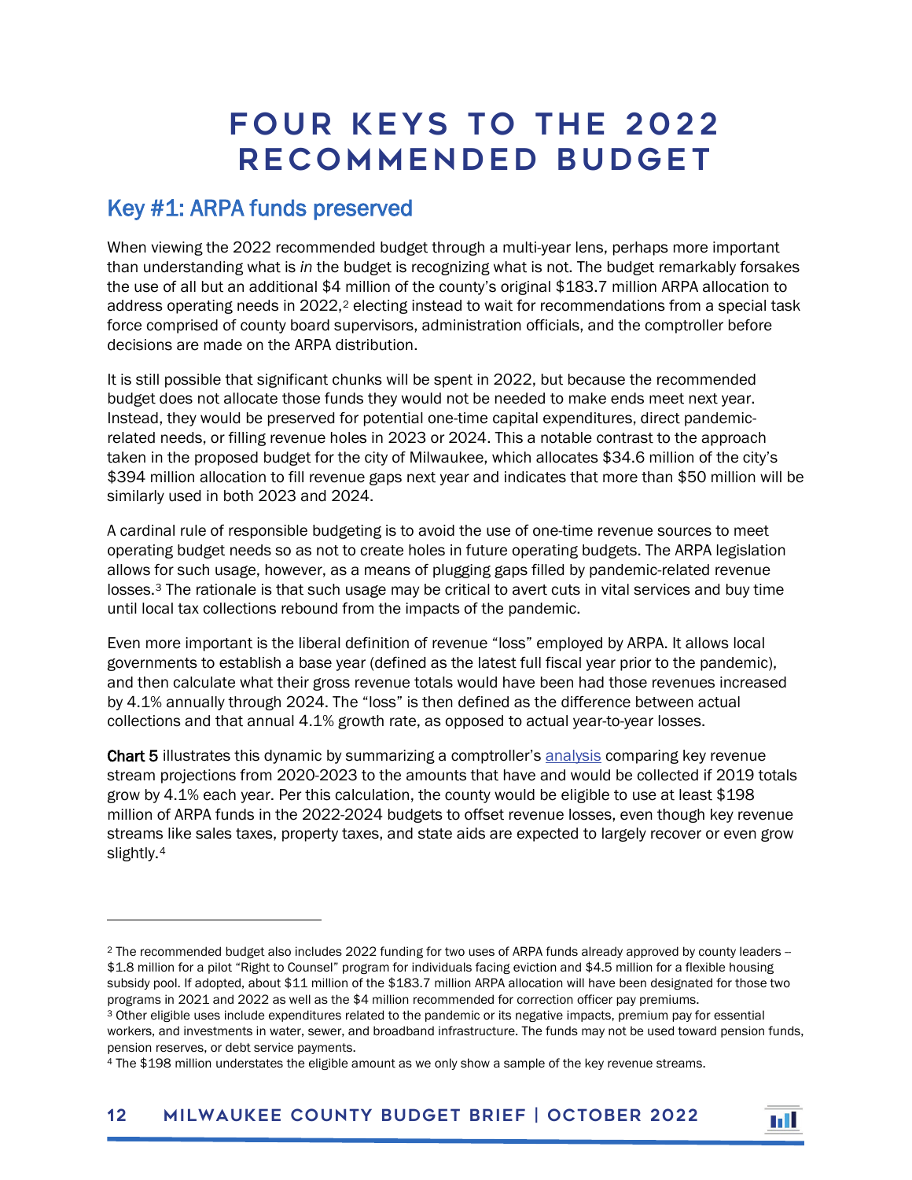# FOUR KEYS TO THE 2022 RECOMMENDED BUDGET

## Key #1: ARPA funds preserved

When viewing the 2022 recommended budget through a multi-year lens, perhaps more important than understanding what is *in* the budget is recognizing what is not. The budget remarkably forsakes the use of all but an additional $4 million of the county's original $183.7 million ARPA allocation to address operating needs in 2022,[2] electing instead to wait for recommendations from a special task force comprised of county board supervisors, administration officials, and the comptroller before decisions are made on the ARPA distribution.

It is still possible that significant chunks will be spent in 2022, but because the recommended budget does not allocate those funds they would not be needed to make ends meet next year. Instead, they would be preserved for potential one-time capital expenditures, direct pandemic-related needs, or filling revenue holes in 2023 or 2024. This a notable contrast to the approach taken in the proposed budget for the city of Milwaukee, which allocates $34.6 million of the city's $394 million allocation to fill revenue gaps next year and indicates that more than $50 million will be similarly used in both 2023 and 2024.

A cardinal rule of responsible budgeting is to avoid the use of one-time revenue sources to meet operating budget needs so as not to create holes in future operating budgets. The ARPA legislation allows for such usage, however, as a means of plugging gaps filled by pandemic-related revenue losses.[3] The rationale is that such usage may be critical to avert cuts in vital services and buy time until local tax collections rebound from the impacts of the pandemic.

Even more important is the liberal definition of revenue "loss" employed by ARPA. It allows local governments to establish a base year (defined as the latest full fiscal year prior to the pandemic), and then calculate what their gross revenue totals would have been had those revenues increased by 4.1% annually through 2024. The "loss" is then defined as the difference between actual collections and that annual 4.1% growth rate, as opposed to actual year-to-year losses.

**Chart 5** illustrates this dynamic by summarizing a comptroller's analysis comparing key revenue stream projections from 2020-2023 to the amounts that have and would be collected if 2019 totals grow by 4.1% each year. Per this calculation, the county would be eligible to use at least $198 million of ARPA funds in the 2022-2024 budgets to offset revenue losses, even though key revenue streams like sales taxes, property taxes, and state aids are expected to largely recover or even grow slightly.[4]

---

[2] The recommended budget also includes 2022 funding for two uses of ARPA funds already approved by county leaders – $1.8 million for a pilot "Right to Counsel" program for individuals facing eviction and $4.5 million for a flexible housing subsidy pool. If adopted, about $11 million of the $183.7 million ARPA allocation will have been designated for those two programs in 2021 and 2022 as well as the $4 million recommended for correction officer pay premiums.

[3] Other eligible uses include expenditures related to the pandemic or its negative impacts, premium pay for essential workers, and investments in water, sewer, and broadband infrastructure. The funds may not be used toward pension funds, pension reserves, or debt service payments.

[4] The $198 million understates the eligible amount as we only show a sample of the key revenue streams.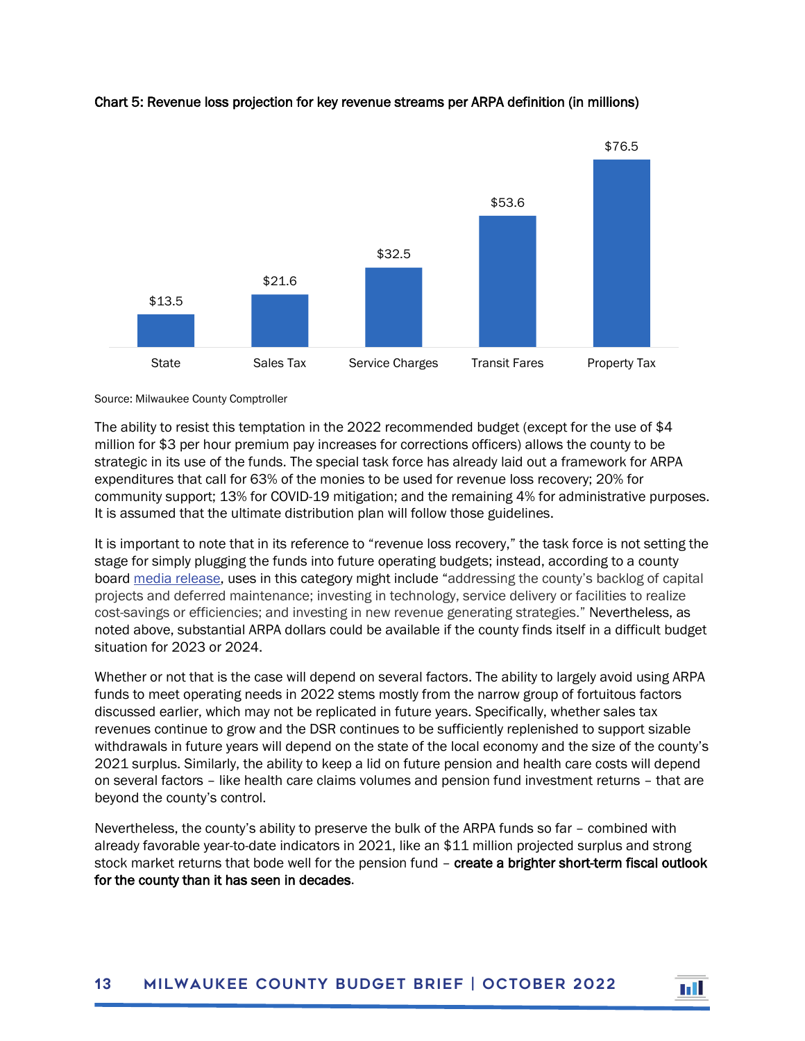**Chart 5: Revenue loss projection for key revenue streams per ARPA definition (in millions)**

| State | Sales Tax | Service Charges | Transit Fares | Property Tax |
|---|---|---|---|---|
| $13.5 | $21.6 | $32.5 | $53.6 | $76.5 |

Source: Milwaukee County Comptroller

The ability to resist this temptation in the 2022 recommended budget (except for the use of $4 million for $3 per hour premium pay increases for corrections officers) allows the county to be strategic in its use of the funds. The special task force has already laid out a framework for ARPA expenditures that call for 63% of the monies to be used for revenue loss recovery; 20% for community support; 13% for COVID-19 mitigation; and the remaining 4% for administrative purposes. It is assumed that the ultimate distribution plan will follow those guidelines.

It is important to note that in its reference to "revenue loss recovery," the task force is not setting the stage for simply plugging the funds into future operating budgets; instead, according to a county board media release, uses in this category might include "addressing the county's backlog of capital projects and deferred maintenance; investing in technology, service delivery or facilities to realize cost-savings or efficiencies; and investing in new revenue generating strategies." Nevertheless, as noted above, substantial ARPA dollars could be available if the county finds itself in a difficult budget situation for 2023 or 2024.

Whether or not that is the case will depend on several factors. The ability to largely avoid using ARPA funds to meet operating needs in 2022 stems mostly from the narrow group of fortuitous factors discussed earlier, which may not be replicated in future years. Specifically, whether sales tax revenues continue to grow and the DSR continues to be sufficiently replenished to support sizable withdrawals in future years will depend on the state of the local economy and the size of the county's 2021 surplus. Similarly, the ability to keep a lid on future pension and health care costs will depend on several factors – like health care claims volumes and pension fund investment returns – that are beyond the county's control.

Nevertheless, the county's ability to preserve the bulk of the ARPA funds so far – combined with already favorable year-to-date indicators in 2021, like an $11 million projected surplus and strong stock market returns that bode well for the pension fund – **create a brighter short-term fiscal outlook for the county than it has seen in decades**.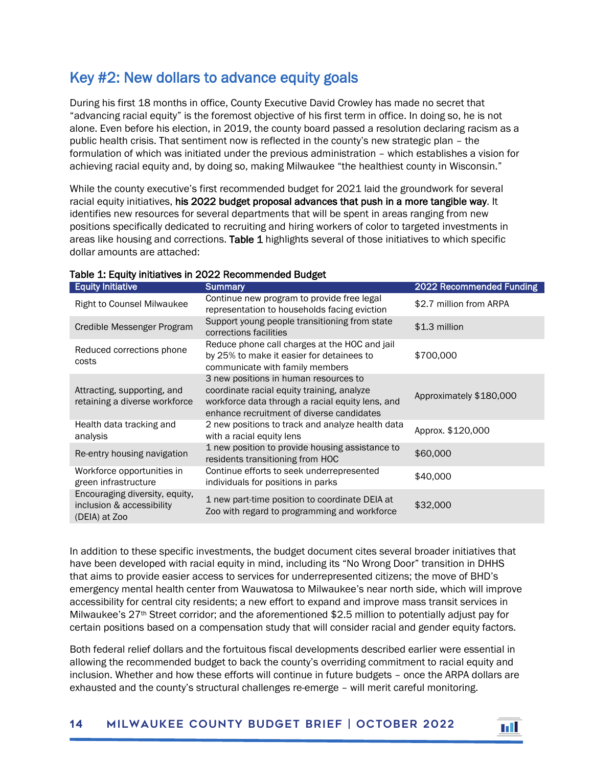## Key #2: New dollars to advance equity goals

During his first 18 months in office, County Executive David Crowley has made no secret that "advancing racial equity" is the foremost objective of his first term in office. In doing so, he is not alone. Even before his election, in 2019, the county board passed a resolution declaring racism as a public health crisis. That sentiment now is reflected in the county's new strategic plan – the formulation of which was initiated under the previous administration – which establishes a vision for achieving racial equity and, by doing so, making Milwaukee "the healthiest county in Wisconsin."

While the county executive's first recommended budget for 2021 laid the groundwork for several racial equity initiatives, **his 2022 budget proposal advances that push in a more tangible way**. It identifies new resources for several departments that will be spent in areas ranging from new positions specifically dedicated to recruiting and hiring workers of color to targeted investments in areas like housing and corrections. **Table 1** highlights several of those initiatives to which specific dollar amounts are attached:

**Table 1: Equity initiatives in 2022 Recommended Budget**

| Equity Initiative | Summary | 2022 Recommended Funding |
|---|---|---|
| Right to Counsel Milwaukee | Continue new program to provide free legal representation to households facing eviction | $2.7 million from ARPA |
| Credible Messenger Program | Support young people transitioning from state corrections facilities | $1.3 million |
| Reduced corrections phone costs | Reduce phone call charges at the HOC and jail by 25% to make it easier for detainees to communicate with family members | $700,000 |
| Attracting, supporting, and retaining a diverse workforce | 3 new positions in human resources to coordinate racial equity training, analyze workforce data through a racial equity lens, and enhance recruitment of diverse candidates | Approximately $180,000 |
| Health data tracking and analysis | 2 new positions to track and analyze health data with a racial equity lens | Approx. $120,000 |
| Re-entry housing navigation | 1 new position to provide housing assistance to residents transitioning from HOC | $60,000 |
| Workforce opportunities in green infrastructure | Continue efforts to seek underrepresented individuals for positions in parks | $40,000 |
| Encouraging diversity, equity, inclusion & accessibility (DEIA) at Zoo | 1 new part-time position to coordinate DEIA at Zoo with regard to programming and workforce | $32,000 |

In addition to these specific investments, the budget document cites several broader initiatives that have been developed with racial equity in mind, including its "No Wrong Door" transition in DHHS that aims to provide easier access to services for underrepresented citizens; the move of BHD's emergency mental health center from Wauwatosa to Milwaukee's near north side, which will improve accessibility for central city residents; a new effort to expand and improve mass transit services in Milwaukee's 27th Street corridor; and the aforementioned $2.5 million to potentially adjust pay for certain positions based on a compensation study that will consider racial and gender equity factors.

Both federal relief dollars and the fortuitous fiscal developments described earlier were essential in allowing the recommended budget to back the county's overriding commitment to racial equity and inclusion. Whether and how these efforts will continue in future budgets – once the ARPA dollars are exhausted and the county's structural challenges re-emerge – will merit careful monitoring.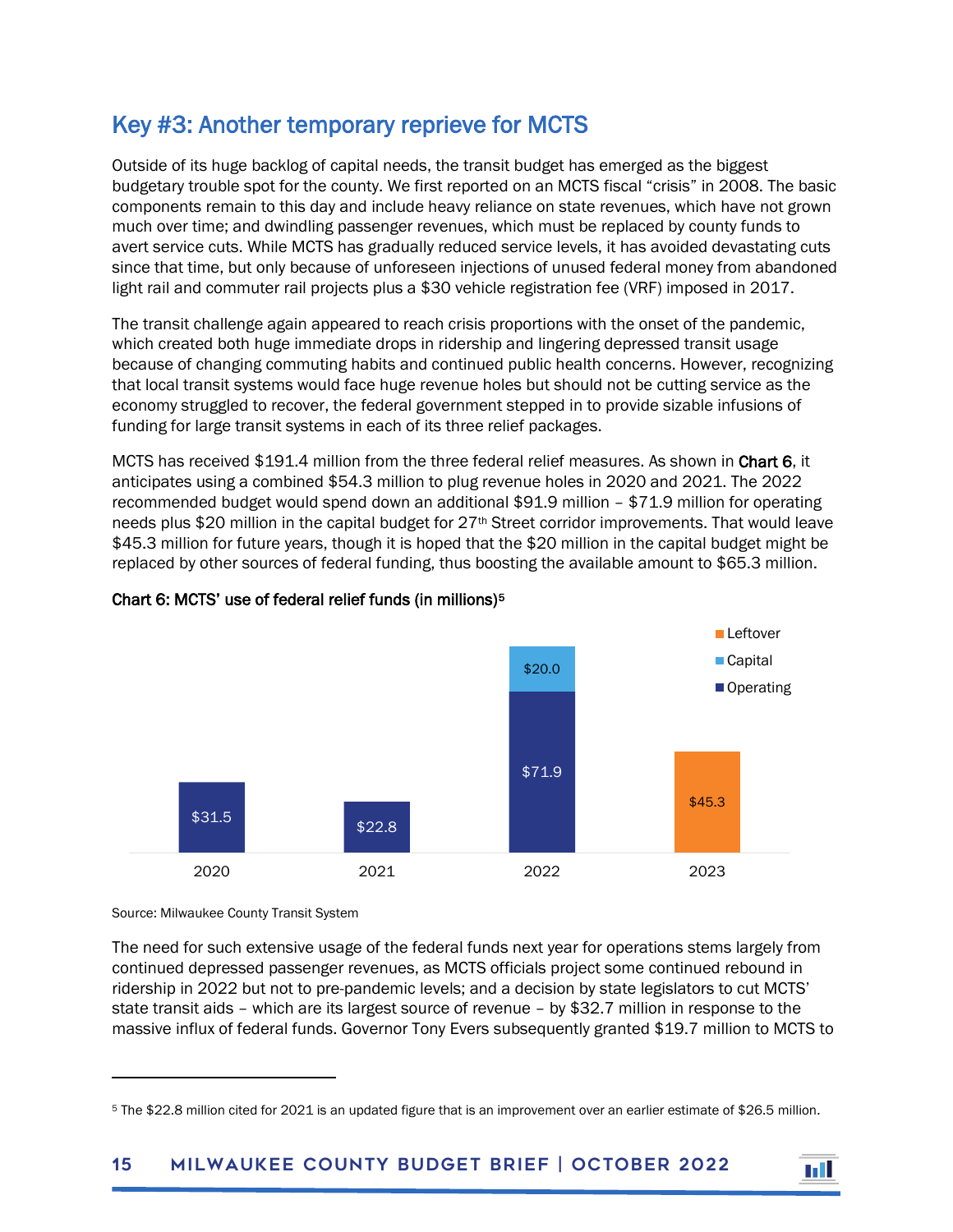## Key #3: Another temporary reprieve for MCTS

Outside of its huge backlog of capital needs, the transit budget has emerged as the biggest budgetary trouble spot for the county. We first reported on an MCTS fiscal "crisis" in 2008. The basic components remain to this day and include heavy reliance on state revenues, which have not grown much over time; and dwindling passenger revenues, which must be replaced by county funds to avert service cuts. While MCTS has gradually reduced service levels, it has avoided devastating cuts since that time, but only because of unforeseen injections of unused federal money from abandoned light rail and commuter rail projects plus a $30 vehicle registration fee (VRF) imposed in 2017.

The transit challenge again appeared to reach crisis proportions with the onset of the pandemic, which created both huge immediate drops in ridership and lingering depressed transit usage because of changing commuting habits and continued public health concerns. However, recognizing that local transit systems would face huge revenue holes but should not be cutting service as the economy struggled to recover, the federal government stepped in to provide sizable infusions of funding for large transit systems in each of its three relief packages.

MCTS has received $191.4 million from the three federal relief measures. As shown in **Chart 6**, it anticipates using a combined $54.3 million to plug revenue holes in 2020 and 2021. The 2022 recommended budget would spend down an additional $91.9 million – $71.9 million for operating needs plus $20 million in the capital budget for 27th Street corridor improvements. That would leave $45.3 million for future years, though it is hoped that the $20 million in the capital budget might be replaced by other sources of federal funding, thus boosting the available amount to $65.3 million.

**Chart 6: MCTS' use of federal relief funds (in millions)[5]**

| Year | Operating | Capital | Leftover |
|---|---|---|---|
| 2020 | $31.5 | | |
| 2021 | $22.8 | | |
| 2022 | $71.9 | $20.0 | |
| 2023 | | | $45.3 |

Source: Milwaukee County Transit System

The need for such extensive usage of the federal funds next year for operations stems largely from continued depressed passenger revenues, as MCTS officials project some continued rebound in ridership in 2022 but not to pre-pandemic levels; and a decision by state legislators to cut MCTS' state transit aids – which are its largest source of revenue – by $32.7 million in response to the massive influx of federal funds. Governor Tony Evers subsequently granted $19.7 million to MCTS to

[5] The $22.8 million cited for 2021 is an updated figure that is an improvement over an earlier estimate of $26.5 million.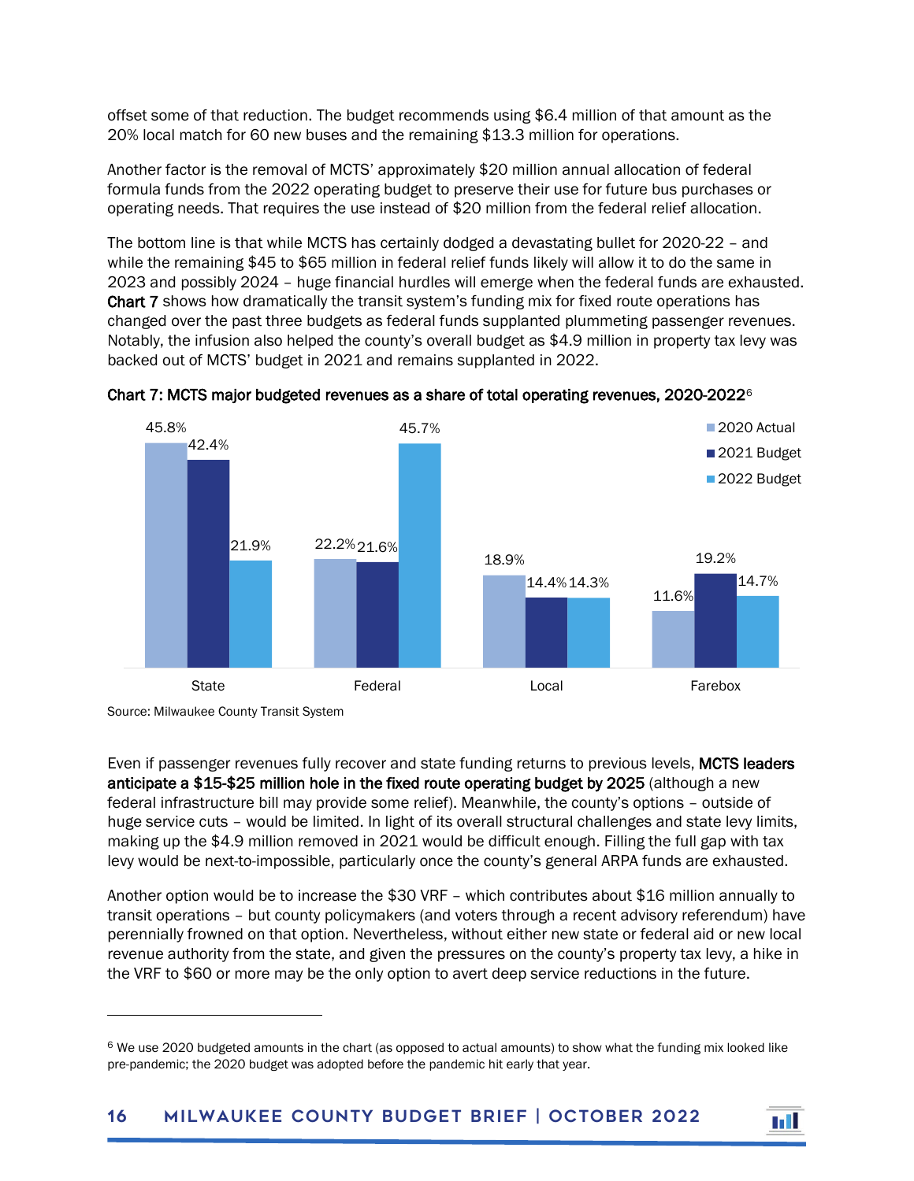offset some of that reduction. The budget recommends using $6.4 million of that amount as the 20% local match for 60 new buses and the remaining $13.3 million for operations.

Another factor is the removal of MCTS' approximately $20 million annual allocation of federal formula funds from the 2022 operating budget to preserve their use for future bus purchases or operating needs. That requires the use instead of $20 million from the federal relief allocation.

The bottom line is that while MCTS has certainly dodged a devastating bullet for 2020-22 – and while the remaining $45 to $65 million in federal relief funds likely will allow it to do the same in 2023 and possibly 2024 – huge financial hurdles will emerge when the federal funds are exhausted. **Chart 7** shows how dramatically the transit system's funding mix for fixed route operations has changed over the past three budgets as federal funds supplanted plummeting passenger revenues. Notably, the infusion also helped the county's overall budget as $4.9 million in property tax levy was backed out of MCTS' budget in 2021 and remains supplanted in 2022.

**Chart 7: MCTS major budgeted revenues as a share of total operating revenues, 2020-2022**[6]

| | 2020 Actual | 2021 Budget | 2022 Budget |
|---|---|---|---|
| State | 45.8% | 42.4% | 21.9% |
| Federal | 22.2% | 21.6% | 45.7% |
| Local | 18.9% | 14.4% | 14.3% |
| Farebox | 11.6% | 19.2% | 14.7% |

Source: Milwaukee County Transit System

Even if passenger revenues fully recover and state funding returns to previous levels, **MCTS leaders anticipate a $15-$25 million hole in the fixed route operating budget by 2025** (although a new federal infrastructure bill may provide some relief). Meanwhile, the county's options – outside of huge service cuts – would be limited. In light of its overall structural challenges and state levy limits, making up the $4.9 million removed in 2021 would be difficult enough. Filling the full gap with tax levy would be next-to-impossible, particularly once the county's general ARPA funds are exhausted.

Another option would be to increase the $30 VRF – which contributes about $16 million annually to transit operations – but county policymakers (and voters through a recent advisory referendum) have perennially frowned on that option. Nevertheless, without either new state or federal aid or new local revenue authority from the state, and given the pressures on the county's property tax levy, a hike in the VRF to $60 or more may be the only option to avert deep service reductions in the future.

---

[6] We use 2020 budgeted amounts in the chart (as opposed to actual amounts) to show what the funding mix looked like pre-pandemic; the 2020 budget was adopted before the pandemic hit early that year.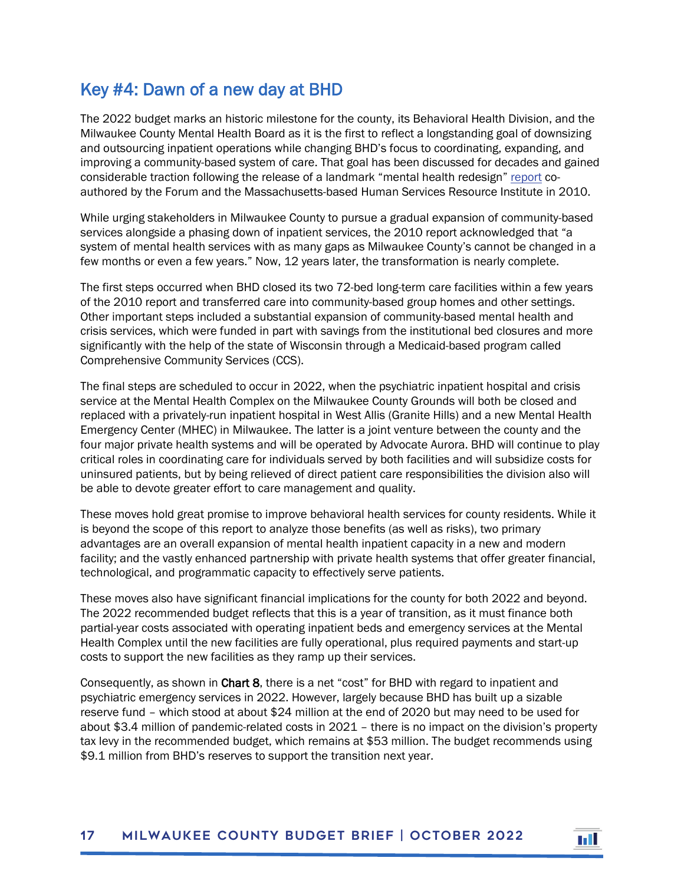## Key #4: Dawn of a new day at BHD

The 2022 budget marks an historic milestone for the county, its Behavioral Health Division, and the Milwaukee County Mental Health Board as it is the first to reflect a longstanding goal of downsizing and outsourcing inpatient operations while changing BHD's focus to coordinating, expanding, and improving a community-based system of care. That goal has been discussed for decades and gained considerable traction following the release of a landmark "mental health redesign" report co-authored by the Forum and the Massachusetts-based Human Services Resource Institute in 2010.

While urging stakeholders in Milwaukee County to pursue a gradual expansion of community-based services alongside a phasing down of inpatient services, the 2010 report acknowledged that "a system of mental health services with as many gaps as Milwaukee County's cannot be changed in a few months or even a few years." Now, 12 years later, the transformation is nearly complete.

The first steps occurred when BHD closed its two 72-bed long-term care facilities within a few years of the 2010 report and transferred care into community-based group homes and other settings. Other important steps included a substantial expansion of community-based mental health and crisis services, which were funded in part with savings from the institutional bed closures and more significantly with the help of the state of Wisconsin through a Medicaid-based program called Comprehensive Community Services (CCS).

The final steps are scheduled to occur in 2022, when the psychiatric inpatient hospital and crisis service at the Mental Health Complex on the Milwaukee County Grounds will both be closed and replaced with a privately-run inpatient hospital in West Allis (Granite Hills) and a new Mental Health Emergency Center (MHEC) in Milwaukee. The latter is a joint venture between the county and the four major private health systems and will be operated by Advocate Aurora. BHD will continue to play critical roles in coordinating care for individuals served by both facilities and will subsidize costs for uninsured patients, but by being relieved of direct patient care responsibilities the division also will be able to devote greater effort to care management and quality.

These moves hold great promise to improve behavioral health services for county residents. While it is beyond the scope of this report to analyze those benefits (as well as risks), two primary advantages are an overall expansion of mental health inpatient capacity in a new and modern facility; and the vastly enhanced partnership with private health systems that offer greater financial, technological, and programmatic capacity to effectively serve patients.

These moves also have significant financial implications for the county for both 2022 and beyond. The 2022 recommended budget reflects that this is a year of transition, as it must finance both partial-year costs associated with operating inpatient beds and emergency services at the Mental Health Complex until the new facilities are fully operational, plus required payments and start-up costs to support the new facilities as they ramp up their services.

Consequently, as shown in **Chart 8**, there is a net "cost" for BHD with regard to inpatient and psychiatric emergency services in 2022. However, largely because BHD has built up a sizable reserve fund – which stood at about $24 million at the end of 2020 but may need to be used for about $3.4 million of pandemic-related costs in 2021 – there is no impact on the division's property tax levy in the recommended budget, which remains at $53 million. The budget recommends using $9.1 million from BHD's reserves to support the transition next year.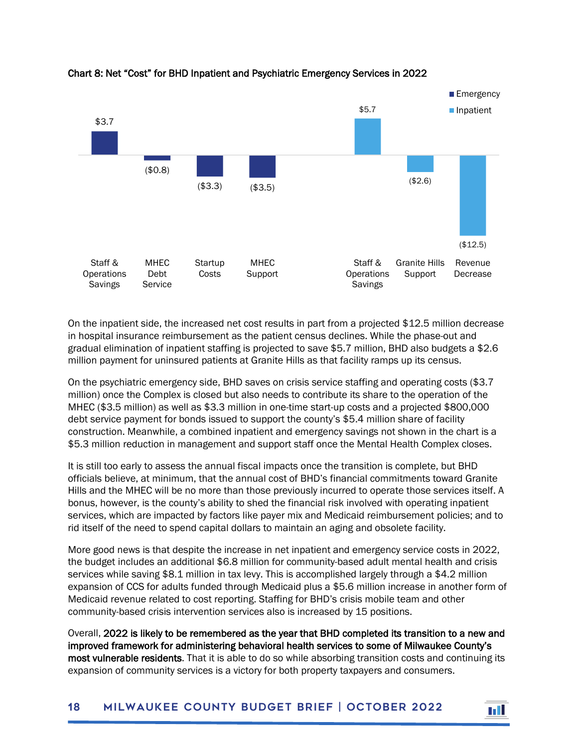**Chart 8: Net "Cost" for BHD Inpatient and Psychiatric Emergency Services in 2022**

| Category | Type | Amount |
|---|---|---|
| Staff & Operations Savings | Emergency | $3.7 |
| MHEC Debt Service | Emergency | ($0.8) |
| Startup Costs | Emergency | ($3.3) |
| MHEC Support | Emergency | ($3.5) |
| Staff & Operations Savings | Inpatient | $5.7 |
| Granite Hills Support | Inpatient | ($2.6) |
| Revenue Decrease | Inpatient | ($12.5) |

On the inpatient side, the increased net cost results in part from a projected $12.5 million decrease in hospital insurance reimbursement as the patient census declines. While the phase-out and gradual elimination of inpatient staffing is projected to save $5.7 million, BHD also budgets a $2.6 million payment for uninsured patients at Granite Hills as that facility ramps up its census.

On the psychiatric emergency side, BHD saves on crisis service staffing and operating costs ($3.7 million) once the Complex is closed but also needs to contribute its share to the operation of the MHEC ($3.5 million) as well as $3.3 million in one-time start-up costs and a projected $800,000 debt service payment for bonds issued to support the county's $5.4 million share of facility construction. Meanwhile, a combined inpatient and emergency savings not shown in the chart is a $5.3 million reduction in management and support staff once the Mental Health Complex closes.

It is still too early to assess the annual fiscal impacts once the transition is complete, but BHD officials believe, at minimum, that the annual cost of BHD's financial commitments toward Granite Hills and the MHEC will be no more than those previously incurred to operate those services itself. A bonus, however, is the county's ability to shed the financial risk involved with operating inpatient services, which are impacted by factors like payer mix and Medicaid reimbursement policies; and to rid itself of the need to spend capital dollars to maintain an aging and obsolete facility.

More good news is that despite the increase in net inpatient and emergency service costs in 2022, the budget includes an additional $6.8 million for community-based adult mental health and crisis services while saving $8.1 million in tax levy. This is accomplished largely through a $4.2 million expansion of CCS for adults funded through Medicaid plus a $5.6 million increase in another form of Medicaid revenue related to cost reporting. Staffing for BHD's crisis mobile team and other community-based crisis intervention services also is increased by 15 positions.

Overall, **2022 is likely to be remembered as the year that BHD completed its transition to a new and improved framework for administering behavioral health services to some of Milwaukee County's most vulnerable residents**. That it is able to do so while absorbing transition costs and continuing its expansion of community services is a victory for both property taxpayers and consumers.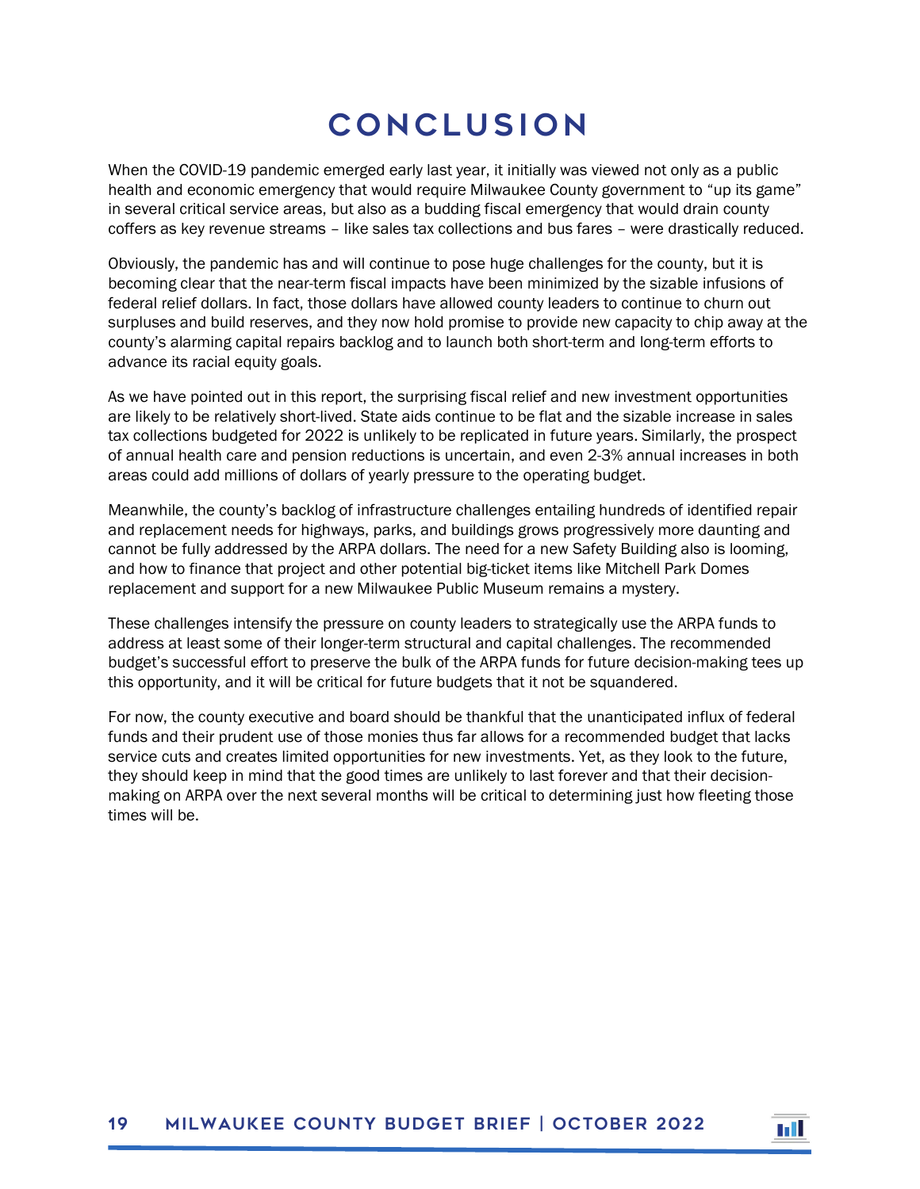# CONCLUSION

When the COVID-19 pandemic emerged early last year, it initially was viewed not only as a public health and economic emergency that would require Milwaukee County government to "up its game" in several critical service areas, but also as a budding fiscal emergency that would drain county coffers as key revenue streams – like sales tax collections and bus fares – were drastically reduced.

Obviously, the pandemic has and will continue to pose huge challenges for the county, but it is becoming clear that the near-term fiscal impacts have been minimized by the sizable infusions of federal relief dollars. In fact, those dollars have allowed county leaders to continue to churn out surpluses and build reserves, and they now hold promise to provide new capacity to chip away at the county's alarming capital repairs backlog and to launch both short-term and long-term efforts to advance its racial equity goals.

As we have pointed out in this report, the surprising fiscal relief and new investment opportunities are likely to be relatively short-lived. State aids continue to be flat and the sizable increase in sales tax collections budgeted for 2022 is unlikely to be replicated in future years. Similarly, the prospect of annual health care and pension reductions is uncertain, and even 2-3% annual increases in both areas could add millions of dollars of yearly pressure to the operating budget.

Meanwhile, the county's backlog of infrastructure challenges entailing hundreds of identified repair and replacement needs for highways, parks, and buildings grows progressively more daunting and cannot be fully addressed by the ARPA dollars. The need for a new Safety Building also is looming, and how to finance that project and other potential big-ticket items like Mitchell Park Domes replacement and support for a new Milwaukee Public Museum remains a mystery.

These challenges intensify the pressure on county leaders to strategically use the ARPA funds to address at least some of their longer-term structural and capital challenges. The recommended budget's successful effort to preserve the bulk of the ARPA funds for future decision-making tees up this opportunity, and it will be critical for future budgets that it not be squandered.

For now, the county executive and board should be thankful that the unanticipated influx of federal funds and their prudent use of those monies thus far allows for a recommended budget that lacks service cuts and creates limited opportunities for new investments. Yet, as they look to the future, they should keep in mind that the good times are unlikely to last forever and that their decision-making on ARPA over the next several months will be critical to determining just how fleeting those times will be.